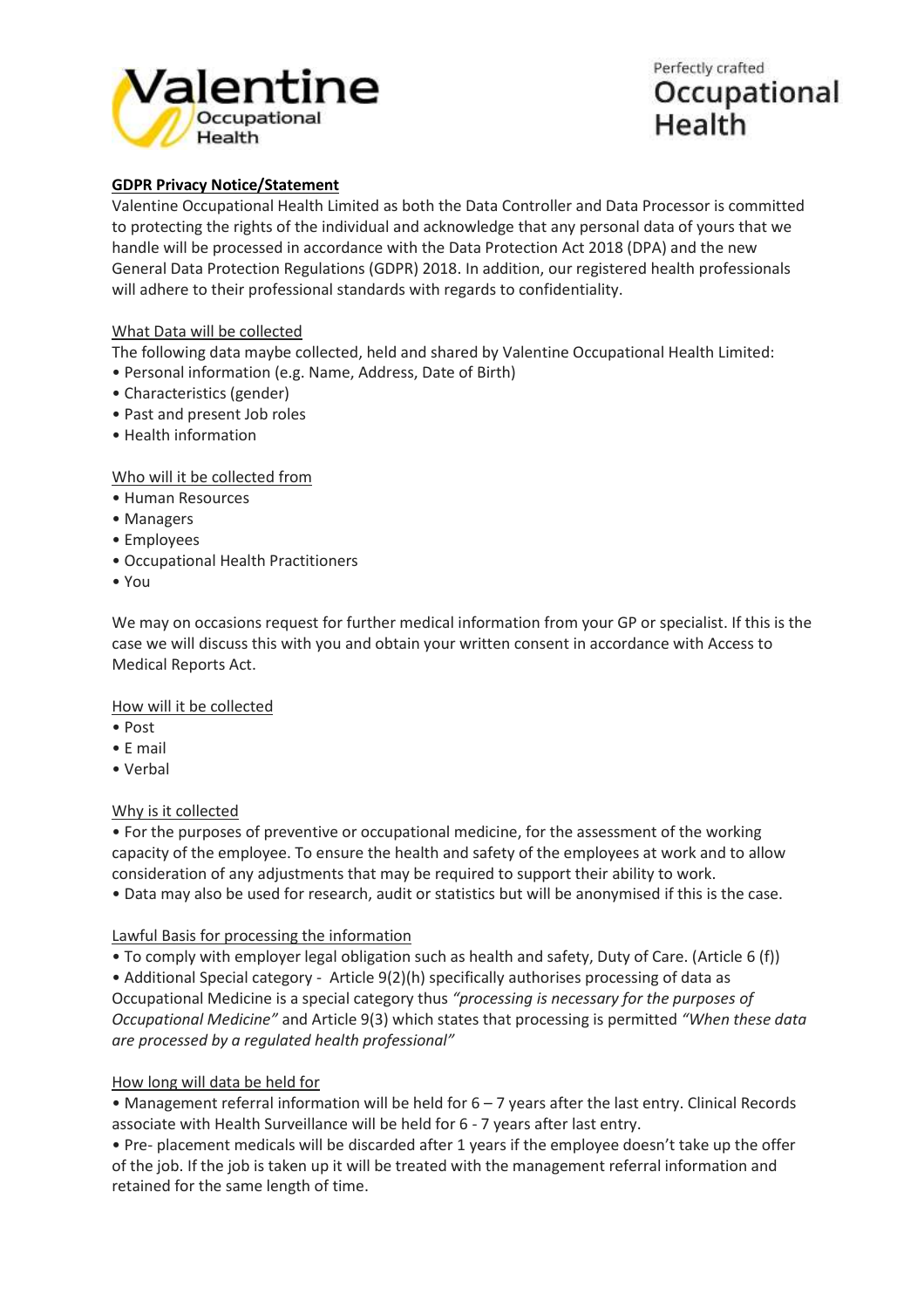Valentine Occupational Health

Perfectly crafted Occupational Health

**GDPR Privacy Notice/Statement**

Valentine Occupational Health Limited as both the Data Controller and Data Processor is committed to protecting the rights of the individual and acknowledge that any personal data of yours that we handle will be processed in accordance with the Data Protection Act 2018 (DPA) and the new General Data Protection Regulations (GDPR) 2018. In addition, our registered health professionals will adhere to their professional standards with regards to confidentiality.

What Data will be collected

The following data maybe collected, held and shared by Valentine Occupational Health Limited:

- Personal information (e.g. Name, Address, Date of Birth)
- Characteristics (gender)
- Past and present Job roles
- Health information

Who will it be collected from

- Human Resources
- Managers
- Employees
- Occupational Health Practitioners
- You

We may on occasions request for further medical information from your GP or specialist. If this is the case we will discuss this with you and obtain your written consent in accordance with Access to Medical Reports Act.

How will it be collected

- Post
- E mail
- Verbal

Why is it collected

- For the purposes of preventive or occupational medicine, for the assessment of the working capacity of the employee. To ensure the health and safety of the employees at work and to allow consideration of any adjustments that may be required to support their ability to work.
- Data may also be used for research, audit or statistics but will be anonymised if this is the case.

Lawful Basis for processing the information

- To comply with employer legal obligation such as health and safety, Duty of Care. (Article 6 (f))
- Additional Special category - Article 9(2)(h) specifically authorises processing of data as Occupational Medicine is a special category thus *"processing is necessary for the purposes of Occupational Medicine"* and Article 9(3) which states that processing is permitted *"When these data are processed by a regulated health professional"*

How long will data be held for

- Management referral information will be held for 6 – 7 years after the last entry. Clinical Records associate with Health Surveillance will be held for 6 - 7 years after last entry.
- Pre- placement medicals will be discarded after 1 years if the employee doesn't take up the offer of the job. If the job is taken up it will be treated with the management referral information and retained for the same length of time.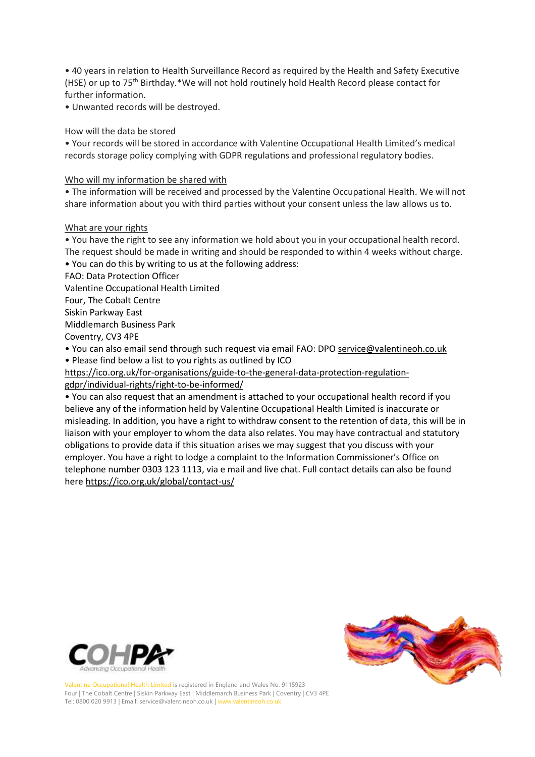• 40 years in relation to Health Surveillance Record as required by the Health and Safety Executive (HSE) or up to 75th Birthday.*We will not hold routinely hold Health Record please contact for further information.

• Unwanted records will be destroyed.

<u>How will the data be stored</u>

• Your records will be stored in accordance with Valentine Occupational Health Limited's medical records storage policy complying with GDPR regulations and professional regulatory bodies.

<u>Who will my information be shared with</u>

• The information will be received and processed by the Valentine Occupational Health. We will not share information about you with third parties without your consent unless the law allows us to.

<u>What are your rights</u>

• You have the right to see any information we hold about you in your occupational health record. The request should be made in writing and should be responded to within 4 weeks without charge.

• You can do this by writing to us at the following address:

FAO: Data Protection Officer
Valentine Occupational Health Limited
Four, The Cobalt Centre
Siskin Parkway East
Middlemarch Business Park
Coventry, CV3 4PE

• You can also email send through such request via email FAO: DPO service@valentineoh.co.uk

• Please find below a list to you rights as outlined by ICO
https://ico.org.uk/for-organisations/guide-to-the-general-data-protection-regulation-gdpr/individual-rights/right-to-be-informed/

• You can also request that an amendment is attached to your occupational health record if you believe any of the information held by Valentine Occupational Health Limited is inaccurate or misleading. In addition, you have a right to withdraw consent to the retention of data, this will be in liaison with your employer to whom the data also relates. You may have contractual and statutory obligations to provide data if this situation arises we may suggest that you discuss with your employer. You have a right to lodge a complaint to the Information Commissioner's Office on telephone number 0303 123 1113, via e mail and live chat. Full contact details can also be found here https://ico.org.uk/global/contact-us/

COHPA
Advancing Occupational Health

Valentine Occupational Health Limited is registered in England and Wales No. 9115923
Four | The Cobalt Centre | Siskin Parkway East | Middlemarch Business Park | Coventry | CV3 4PE
Tel: 0800 020 9913 | Email: service@valentineoh.co.uk | www.valentineoh.co.uk